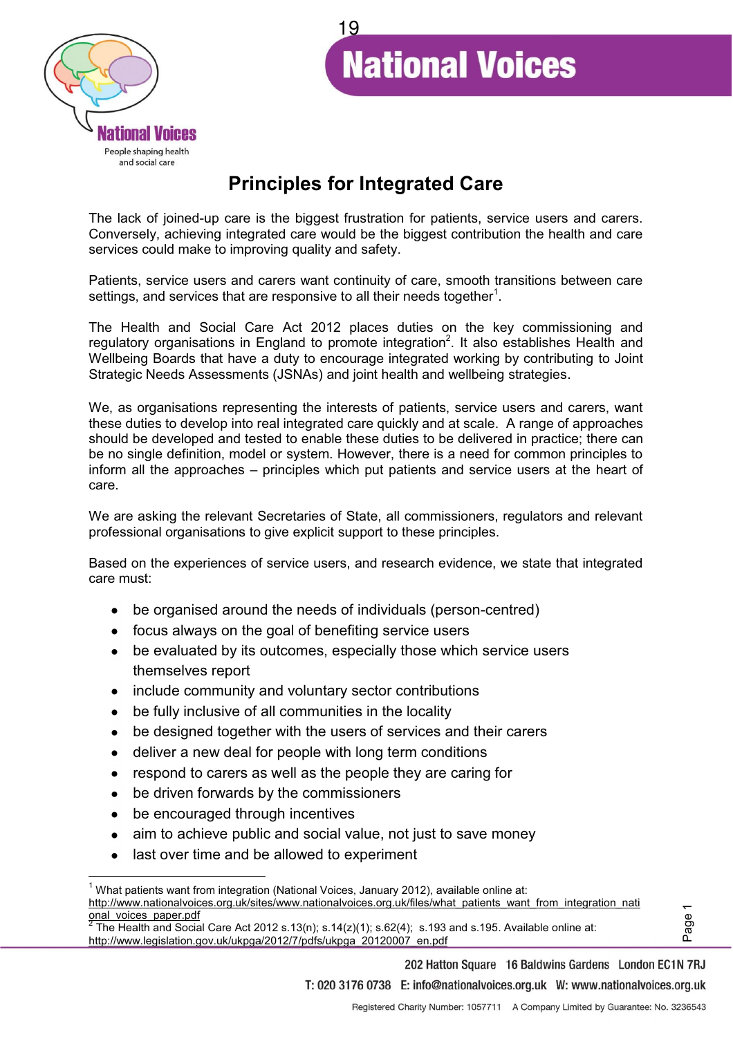# Principles for Integrated Care

The lack of joined-up care is the biggest frustration for patients, service users and carers. Conversely, achieving integrated care would be the biggest contribution the health and care services could make to improving quality and safety.

Patients, service users and carers want continuity of care, smooth transitions between care settings, and services that are responsive to all their needs together[1].

The Health and Social Care Act 2012 places duties on the key commissioning and regulatory organisations in England to promote integration[2]. It also establishes Health and Wellbeing Boards that have a duty to encourage integrated working by contributing to Joint Strategic Needs Assessments (JSNAs) and joint health and wellbeing strategies.

We, as organisations representing the interests of patients, service users and carers, want these duties to develop into real integrated care quickly and at scale. A range of approaches should be developed and tested to enable these duties to be delivered in practice; there can be no single definition, model or system. However, there is a need for common principles to inform all the approaches – principles which put patients and service users at the heart of care.

We are asking the relevant Secretaries of State, all commissioners, regulators and relevant professional organisations to give explicit support to these principles.

Based on the experiences of service users, and research evidence, we state that integrated care must:

- be organised around the needs of individuals (person-centred)
- focus always on the goal of benefiting service users
- be evaluated by its outcomes, especially those which service users themselves report
- include community and voluntary sector contributions
- be fully inclusive of all communities in the locality
- be designed together with the users of services and their carers
- deliver a new deal for people with long term conditions
- respond to carers as well as the people they are caring for
- be driven forwards by the commissioners
- be encouraged through incentives
- aim to achieve public and social value, not just to save money
- last over time and be allowed to experiment

---

[1] What patients want from integration (National Voices, January 2012), available online at: http://www.nationalvoices.org.uk/sites/www.nationalvoices.org.uk/files/what_patients_want_from_integration_national_voices_paper.pdf

[2] The Health and Social Care Act 2012 s.13(n); s.14(z)(1); s.62(4); s.193 and s.195. Available online at: http://www.legislation.gov.uk/ukpga/2012/7/pdfs/ukpga_20120007_en.pdf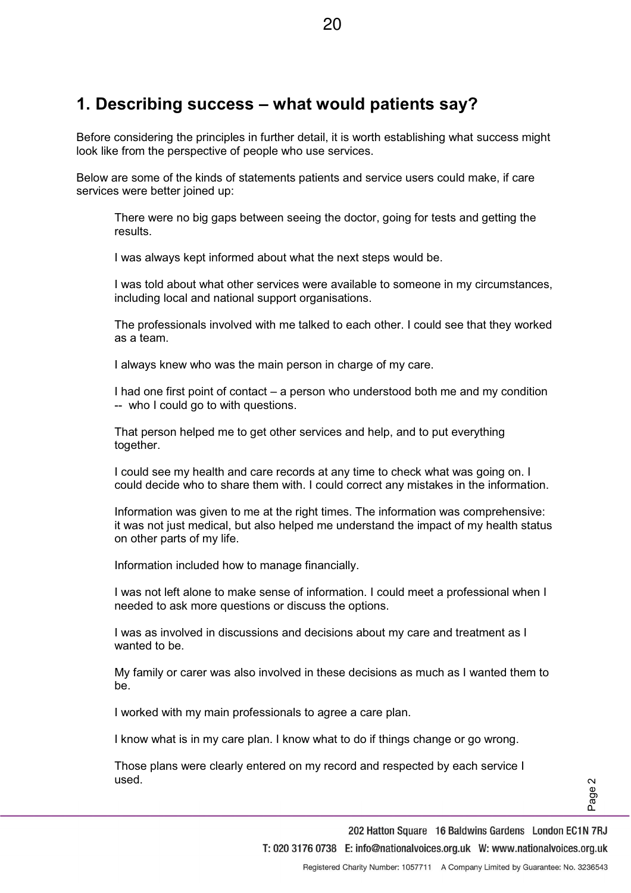## 1. Describing success – what would patients say?

Before considering the principles in further detail, it is worth establishing what success might look like from the perspective of people who use services.

Below are some of the kinds of statements patients and service users could make, if care services were better joined up:

> There were no big gaps between seeing the doctor, going for tests and getting the results.
>
> I was always kept informed about what the next steps would be.
>
> I was told about what other services were available to someone in my circumstances, including local and national support organisations.
>
> The professionals involved with me talked to each other. I could see that they worked as a team.
>
> I always knew who was the main person in charge of my care.
>
> I had one first point of contact – a person who understood both me and my condition -- who I could go to with questions.
>
> That person helped me to get other services and help, and to put everything together.
>
> I could see my health and care records at any time to check what was going on. I could decide who to share them with. I could correct any mistakes in the information.
>
> Information was given to me at the right times. The information was comprehensive: it was not just medical, but also helped me understand the impact of my health status on other parts of my life.
>
> Information included how to manage financially.
>
> I was not left alone to make sense of information. I could meet a professional when I needed to ask more questions or discuss the options.
>
> I was as involved in discussions and decisions about my care and treatment as I wanted to be.
>
> My family or carer was also involved in these decisions as much as I wanted them to be.
>
> I worked with my main professionals to agree a care plan.
>
> I know what is in my care plan. I know what to do if things change or go wrong.
>
> Those plans were clearly entered on my record and respected by each service I used.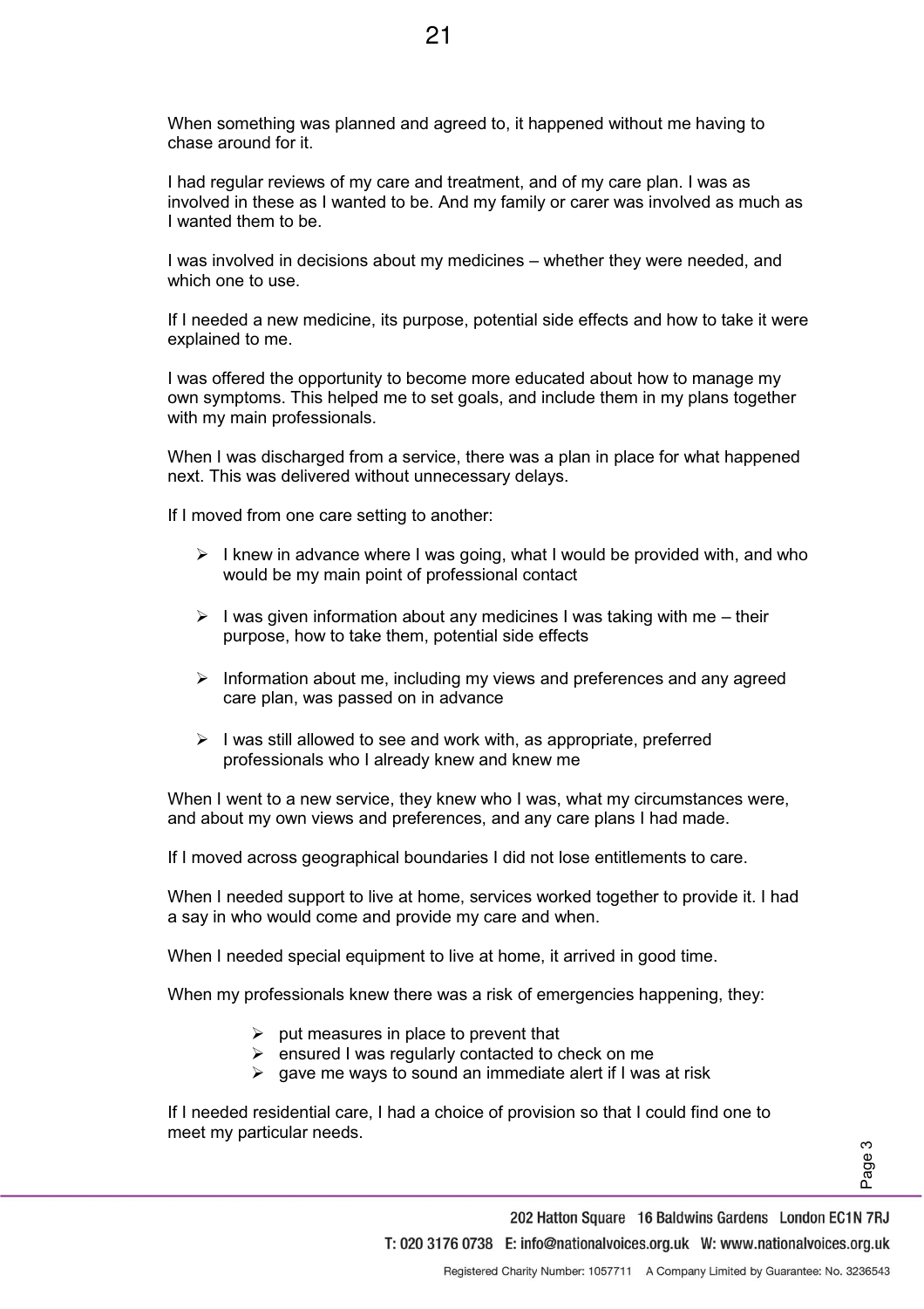When something was planned and agreed to, it happened without me having to chase around for it.

I had regular reviews of my care and treatment, and of my care plan. I was as involved in these as I wanted to be. And my family or carer was involved as much as I wanted them to be.

I was involved in decisions about my medicines – whether they were needed, and which one to use.

If I needed a new medicine, its purpose, potential side effects and how to take it were explained to me.

I was offered the opportunity to become more educated about how to manage my own symptoms. This helped me to set goals, and include them in my plans together with my main professionals.

When I was discharged from a service, there was a plan in place for what happened next. This was delivered without unnecessary delays.

If I moved from one care setting to another:

- I knew in advance where I was going, what I would be provided with, and who would be my main point of professional contact
- I was given information about any medicines I was taking with me – their purpose, how to take them, potential side effects
- Information about me, including my views and preferences and any agreed care plan, was passed on in advance
- I was still allowed to see and work with, as appropriate, preferred professionals who I already knew and knew me

When I went to a new service, they knew who I was, what my circumstances were, and about my own views and preferences, and any care plans I had made.

If I moved across geographical boundaries I did not lose entitlements to care.

When I needed support to live at home, services worked together to provide it. I had a say in who would come and provide my care and when.

When I needed special equipment to live at home, it arrived in good time.

When my professionals knew there was a risk of emergencies happening, they:

- put measures in place to prevent that
- ensured I was regularly contacted to check on me
- gave me ways to sound an immediate alert if I was at risk

If I needed residential care, I had a choice of provision so that I could find one to meet my particular needs.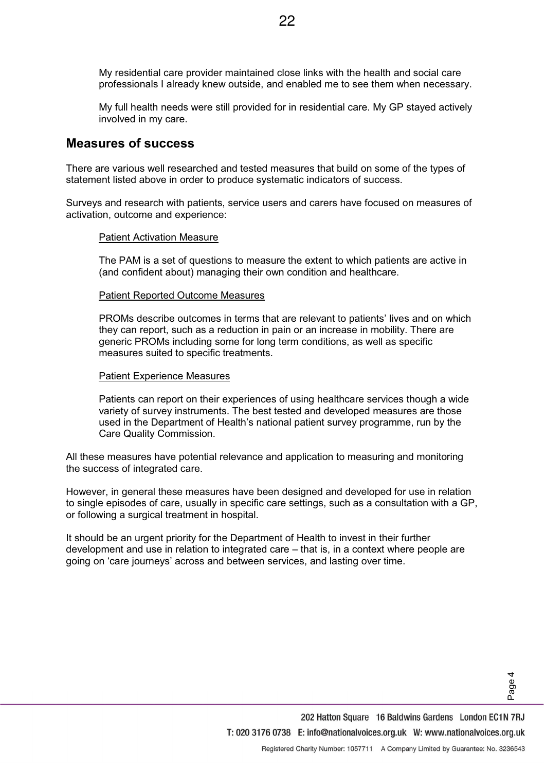My residential care provider maintained close links with the health and social care professionals I already knew outside, and enabled me to see them when necessary.

My full health needs were still provided for in residential care. My GP stayed actively involved in my care.

## Measures of success

There are various well researched and tested measures that build on some of the types of statement listed above in order to produce systematic indicators of success.

Surveys and research with patients, service users and carers have focused on measures of activation, outcome and experience:

<u>Patient Activation Measure</u>

The PAM is a set of questions to measure the extent to which patients are active in (and confident about) managing their own condition and healthcare.

<u>Patient Reported Outcome Measures</u>

PROMs describe outcomes in terms that are relevant to patients' lives and on which they can report, such as a reduction in pain or an increase in mobility. There are generic PROMs including some for long term conditions, as well as specific measures suited to specific treatments.

<u>Patient Experience Measures</u>

Patients can report on their experiences of using healthcare services though a wide variety of survey instruments. The best tested and developed measures are those used in the Department of Health's national patient survey programme, run by the Care Quality Commission.

All these measures have potential relevance and application to measuring and monitoring the success of integrated care.

However, in general these measures have been designed and developed for use in relation to single episodes of care, usually in specific care settings, such as a consultation with a GP, or following a surgical treatment in hospital.

It should be an urgent priority for the Department of Health to invest in their further development and use in relation to integrated care – that is, in a context where people are going on 'care journeys' across and between services, and lasting over time.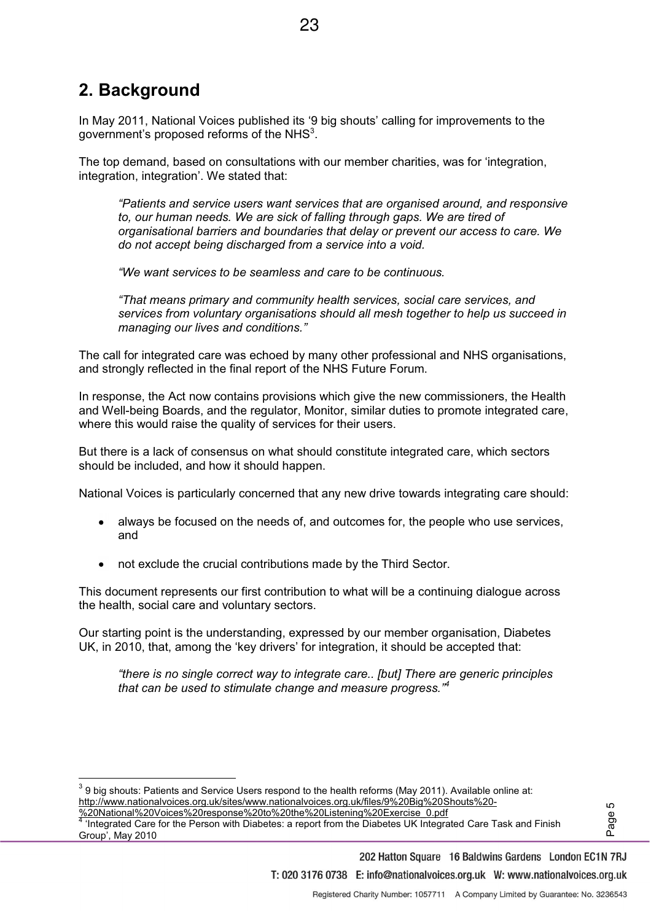## 2. Background

In May 2011, National Voices published its '9 big shouts' calling for improvements to the government's proposed reforms of the NHS[3].

The top demand, based on consultations with our member charities, was for 'integration, integration, integration'. We stated that:

> *"Patients and service users want services that are organised around, and responsive to, our human needs. We are sick of falling through gaps. We are tired of organisational barriers and boundaries that delay or prevent our access to care. We do not accept being discharged from a service into a void.*
>
> *"We want services to be seamless and care to be continuous.*
>
> *"That means primary and community health services, social care services, and services from voluntary organisations should all mesh together to help us succeed in managing our lives and conditions."*

The call for integrated care was echoed by many other professional and NHS organisations, and strongly reflected in the final report of the NHS Future Forum.

In response, the Act now contains provisions which give the new commissioners, the Health and Well-being Boards, and the regulator, Monitor, similar duties to promote integrated care, where this would raise the quality of services for their users.

But there is a lack of consensus on what should constitute integrated care, which sectors should be included, and how it should happen.

National Voices is particularly concerned that any new drive towards integrating care should:

- always be focused on the needs of, and outcomes for, the people who use services, and
- not exclude the crucial contributions made by the Third Sector.

This document represents our first contribution to what will be a continuing dialogue across the health, social care and voluntary sectors.

Our starting point is the understanding, expressed by our member organisation, Diabetes UK, in 2010, that, among the 'key drivers' for integration, it should be accepted that:

> *"there is no single correct way to integrate care.. [but] There are generic principles that can be used to stimulate change and measure progress."*[4]

---

[3] 9 big shouts: Patients and Service Users respond to the health reforms (May 2011). Available online at: http://www.nationalvoices.org.uk/sites/www.nationalvoices.org.uk/files/9%20Big%20Shouts%20-%20National%20Voices%20response%20to%20the%20Listening%20Exercise_0.pdf

[4] 'Integrated Care for the Person with Diabetes: a report from the Diabetes UK Integrated Care Task and Finish Group', May 2010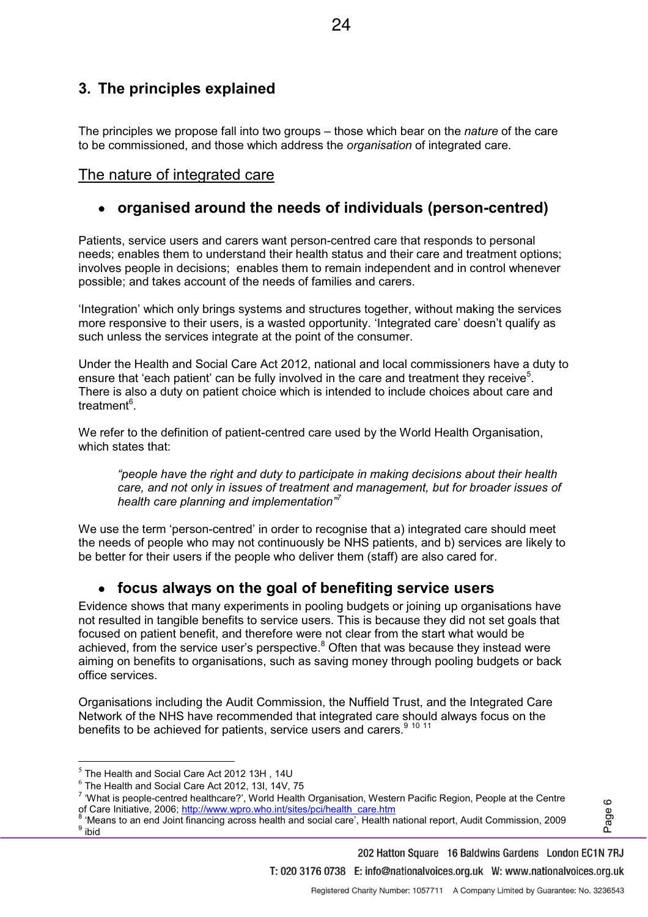## 3. The principles explained

The principles we propose fall into two groups – those which bear on the *nature* of the care to be commissioned, and those which address the *organisation* of integrated care.

### The nature of integrated care

- **organised around the needs of individuals (person-centred)**

Patients, service users and carers want person-centred care that responds to personal needs; enables them to understand their health status and their care and treatment options; involves people in decisions; enables them to remain independent and in control whenever possible; and takes account of the needs of families and carers.

'Integration' which only brings systems and structures together, without making the services more responsive to their users, is a wasted opportunity. 'Integrated care' doesn't qualify as such unless the services integrate at the point of the consumer.

Under the Health and Social Care Act 2012, national and local commissioners have a duty to ensure that 'each patient' can be fully involved in the care and treatment they receive[5]. There is also a duty on patient choice which is intended to include choices about care and treatment[6].

We refer to the definition of patient-centred care used by the World Health Organisation, which states that:

> *"people have the right and duty to participate in making decisions about their health care, and not only in issues of treatment and management, but for broader issues of health care planning and implementation"*[7]

We use the term 'person-centred' in order to recognise that a) integrated care should meet the needs of people who may not continuously be NHS patients, and b) services are likely to be better for their users if the people who deliver them (staff) are also cared for.

- **focus always on the goal of benefiting service users**

Evidence shows that many experiments in pooling budgets or joining up organisations have not resulted in tangible benefits to service users. This is because they did not set goals that focused on patient benefit, and therefore were not clear from the start what would be achieved, from the service user's perspective.[8] Often that was because they instead were aiming on benefits to organisations, such as saving money through pooling budgets or back office services.

Organisations including the Audit Commission, the Nuffield Trust, and the Integrated Care Network of the NHS have recommended that integrated care should always focus on the benefits to be achieved for patients, service users and carers.[9] [10] [11]

---

[5] The Health and Social Care Act 2012 13H , 14U

[6] The Health and Social Care Act 2012, 13I, 14V, 75

[7] 'What is people-centred healthcare?', World Health Organisation, Western Pacific Region, People at the Centre of Care Initiative, 2006; http://www.wpro.who.int/sites/pci/health_care.htm

[8] 'Means to an end Joint financing across health and social care', Health national report, Audit Commission, 2009

[9] ibid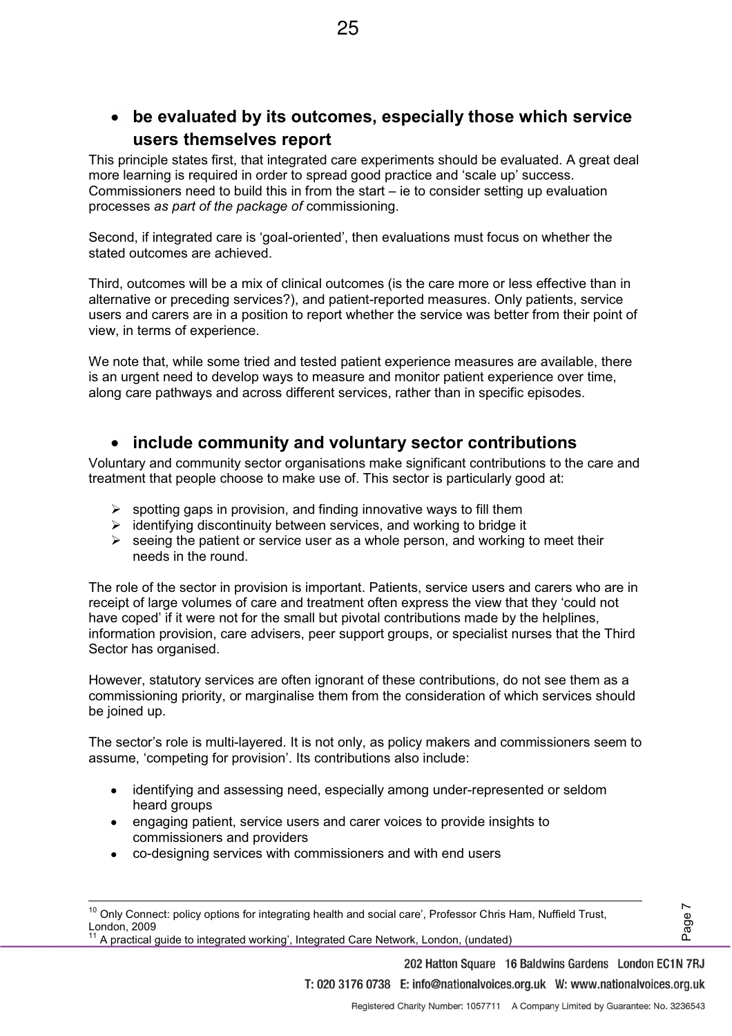- **be evaluated by its outcomes, especially those which service users themselves report**

This principle states first, that integrated care experiments should be evaluated. A great deal more learning is required in order to spread good practice and 'scale up' success. Commissioners need to build this in from the start – ie to consider setting up evaluation processes *as part of the package of* commissioning.

Second, if integrated care is 'goal-oriented', then evaluations must focus on whether the stated outcomes are achieved.

Third, outcomes will be a mix of clinical outcomes (is the care more or less effective than in alternative or preceding services?), and patient-reported measures. Only patients, service users and carers are in a position to report whether the service was better from their point of view, in terms of experience.

We note that, while some tried and tested patient experience measures are available, there is an urgent need to develop ways to measure and monitor patient experience over time, along care pathways and across different services, rather than in specific episodes.

- **include community and voluntary sector contributions**

Voluntary and community sector organisations make significant contributions to the care and treatment that people choose to make use of. This sector is particularly good at:

- spotting gaps in provision, and finding innovative ways to fill them
- identifying discontinuity between services, and working to bridge it
- seeing the patient or service user as a whole person, and working to meet their needs in the round.

The role of the sector in provision is important. Patients, service users and carers who are in receipt of large volumes of care and treatment often express the view that they 'could not have coped' if it were not for the small but pivotal contributions made by the helplines, information provision, care advisers, peer support groups, or specialist nurses that the Third Sector has organised.

However, statutory services are often ignorant of these contributions, do not see them as a commissioning priority, or marginalise them from the consideration of which services should be joined up.

The sector's role is multi-layered. It is not only, as policy makers and commissioners seem to assume, 'competing for provision'. Its contributions also include:

- identifying and assessing need, especially among under-represented or seldom heard groups
- engaging patient, service users and carer voices to provide insights to commissioners and providers
- co-designing services with commissioners and with end users

---

[10] Only Connect: policy options for integrating health and social care', Professor Chris Ham, Nuffield Trust, London, 2009

[11] A practical guide to integrated working', Integrated Care Network, London, (undated)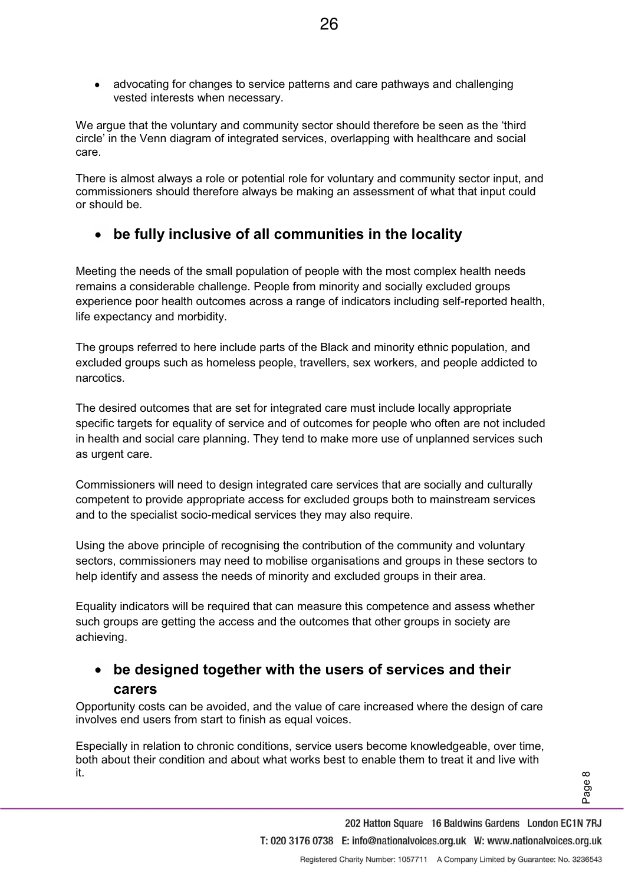- advocating for changes to service patterns and care pathways and challenging vested interests when necessary.

We argue that the voluntary and community sector should therefore be seen as the 'third circle' in the Venn diagram of integrated services, overlapping with healthcare and social care.

There is almost always a role or potential role for voluntary and community sector input, and commissioners should therefore always be making an assessment of what that input could or should be.

- **be fully inclusive of all communities in the locality**

Meeting the needs of the small population of people with the most complex health needs remains a considerable challenge. People from minority and socially excluded groups experience poor health outcomes across a range of indicators including self-reported health, life expectancy and morbidity.

The groups referred to here include parts of the Black and minority ethnic population, and excluded groups such as homeless people, travellers, sex workers, and people addicted to narcotics.

The desired outcomes that are set for integrated care must include locally appropriate specific targets for equality of service and of outcomes for people who often are not included in health and social care planning. They tend to make more use of unplanned services such as urgent care.

Commissioners will need to design integrated care services that are socially and culturally competent to provide appropriate access for excluded groups both to mainstream services and to the specialist socio-medical services they may also require.

Using the above principle of recognising the contribution of the community and voluntary sectors, commissioners may need to mobilise organisations and groups in these sectors to help identify and assess the needs of minority and excluded groups in their area.

Equality indicators will be required that can measure this competence and assess whether such groups are getting the access and the outcomes that other groups in society are achieving.

- **be designed together with the users of services and their carers**

Opportunity costs can be avoided, and the value of care increased where the design of care involves end users from start to finish as equal voices.

Especially in relation to chronic conditions, service users become knowledgeable, over time, both about their condition and about what works best to enable them to treat it and live with it.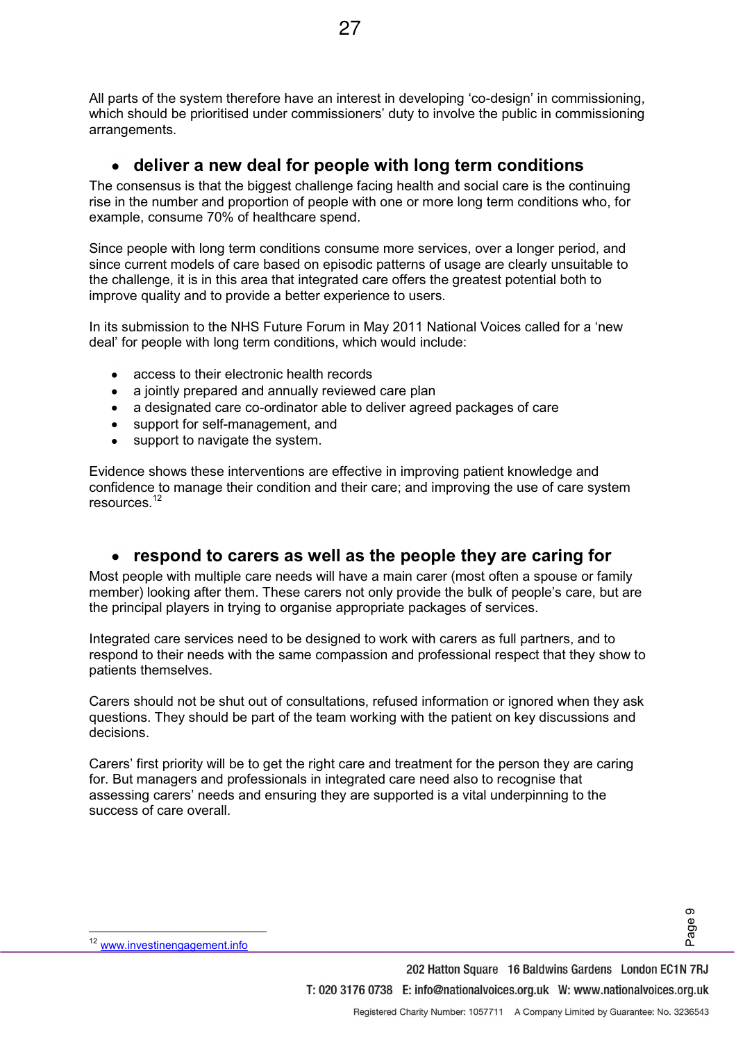All parts of the system therefore have an interest in developing 'co-design' in commissioning, which should be prioritised under commissioners' duty to involve the public in commissioning arrangements.

- **deliver a new deal for people with long term conditions**

The consensus is that the biggest challenge facing health and social care is the continuing rise in the number and proportion of people with one or more long term conditions who, for example, consume 70% of healthcare spend.

Since people with long term conditions consume more services, over a longer period, and since current models of care based on episodic patterns of usage are clearly unsuitable to the challenge, it is in this area that integrated care offers the greatest potential both to improve quality and to provide a better experience to users.

In its submission to the NHS Future Forum in May 2011 National Voices called for a 'new deal' for people with long term conditions, which would include:

- access to their electronic health records
- a jointly prepared and annually reviewed care plan
- a designated care co-ordinator able to deliver agreed packages of care
- support for self-management, and
- support to navigate the system.

Evidence shows these interventions are effective in improving patient knowledge and confidence to manage their condition and their care; and improving the use of care system resources.[12]

- **respond to carers as well as the people they are caring for**

Most people with multiple care needs will have a main carer (most often a spouse or family member) looking after them. These carers not only provide the bulk of people's care, but are the principal players in trying to organise appropriate packages of services.

Integrated care services need to be designed to work with carers as full partners, and to respond to their needs with the same compassion and professional respect that they show to patients themselves.

Carers should not be shut out of consultations, refused information or ignored when they ask questions. They should be part of the team working with the patient on key discussions and decisions.

Carers' first priority will be to get the right care and treatment for the person they are caring for. But managers and professionals in integrated care need also to recognise that assessing carers' needs and ensuring they are supported is a vital underpinning to the success of care overall.

---

[12] www.investinengagement.info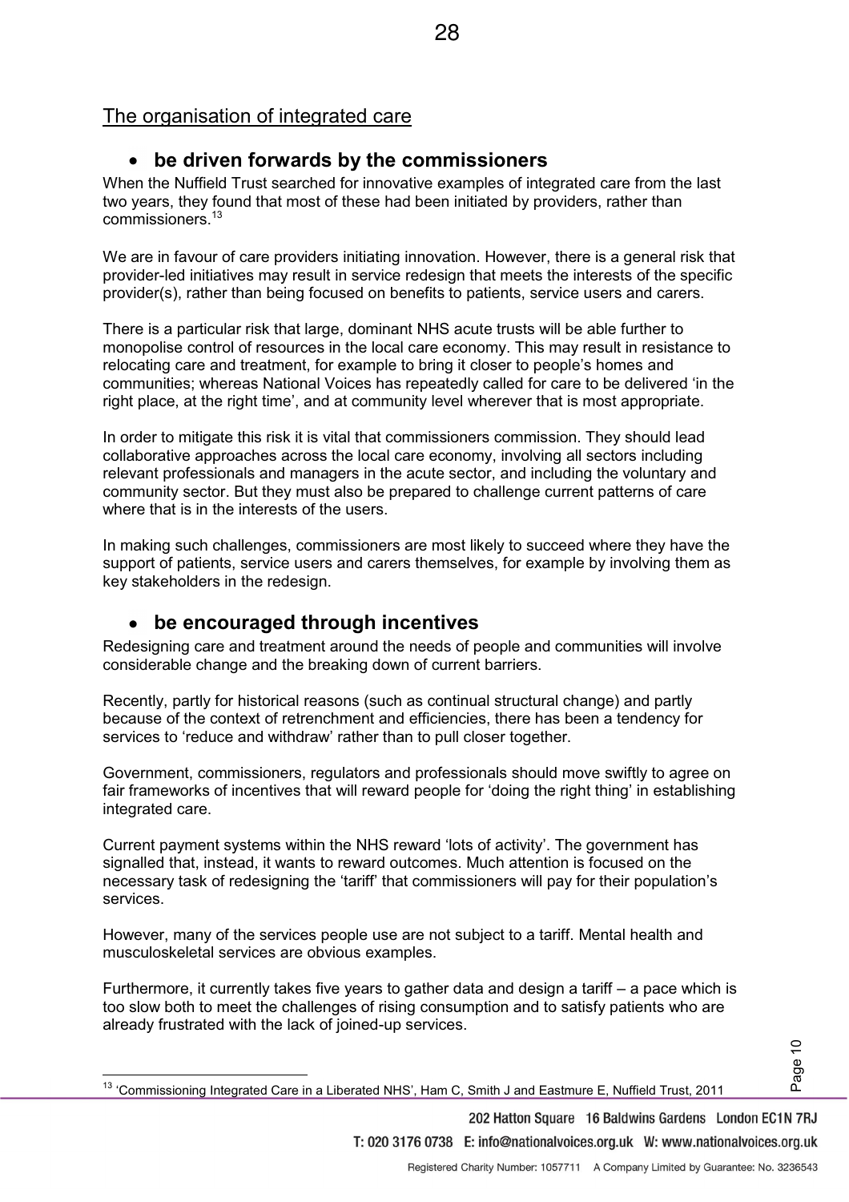## The organisation of integrated care

- **be driven forwards by the commissioners**

When the Nuffield Trust searched for innovative examples of integrated care from the last two years, they found that most of these had been initiated by providers, rather than commissioners.[13]

We are in favour of care providers initiating innovation. However, there is a general risk that provider-led initiatives may result in service redesign that meets the interests of the specific provider(s), rather than being focused on benefits to patients, service users and carers.

There is a particular risk that large, dominant NHS acute trusts will be able further to monopolise control of resources in the local care economy. This may result in resistance to relocating care and treatment, for example to bring it closer to people's homes and communities; whereas National Voices has repeatedly called for care to be delivered 'in the right place, at the right time', and at community level wherever that is most appropriate.

In order to mitigate this risk it is vital that commissioners commission. They should lead collaborative approaches across the local care economy, involving all sectors including relevant professionals and managers in the acute sector, and including the voluntary and community sector. But they must also be prepared to challenge current patterns of care where that is in the interests of the users.

In making such challenges, commissioners are most likely to succeed where they have the support of patients, service users and carers themselves, for example by involving them as key stakeholders in the redesign.

- **be encouraged through incentives**

Redesigning care and treatment around the needs of people and communities will involve considerable change and the breaking down of current barriers.

Recently, partly for historical reasons (such as continual structural change) and partly because of the context of retrenchment and efficiencies, there has been a tendency for services to 'reduce and withdraw' rather than to pull closer together.

Government, commissioners, regulators and professionals should move swiftly to agree on fair frameworks of incentives that will reward people for 'doing the right thing' in establishing integrated care.

Current payment systems within the NHS reward 'lots of activity'. The government has signalled that, instead, it wants to reward outcomes. Much attention is focused on the necessary task of redesigning the 'tariff' that commissioners will pay for their population's services.

However, many of the services people use are not subject to a tariff. Mental health and musculoskeletal services are obvious examples.

Furthermore, it currently takes five years to gather data and design a tariff – a pace which is too slow both to meet the challenges of rising consumption and to satisfy patients who are already frustrated with the lack of joined-up services.

---

[13] 'Commissioning Integrated Care in a Liberated NHS', Ham C, Smith J and Eastmure E, Nuffield Trust, 2011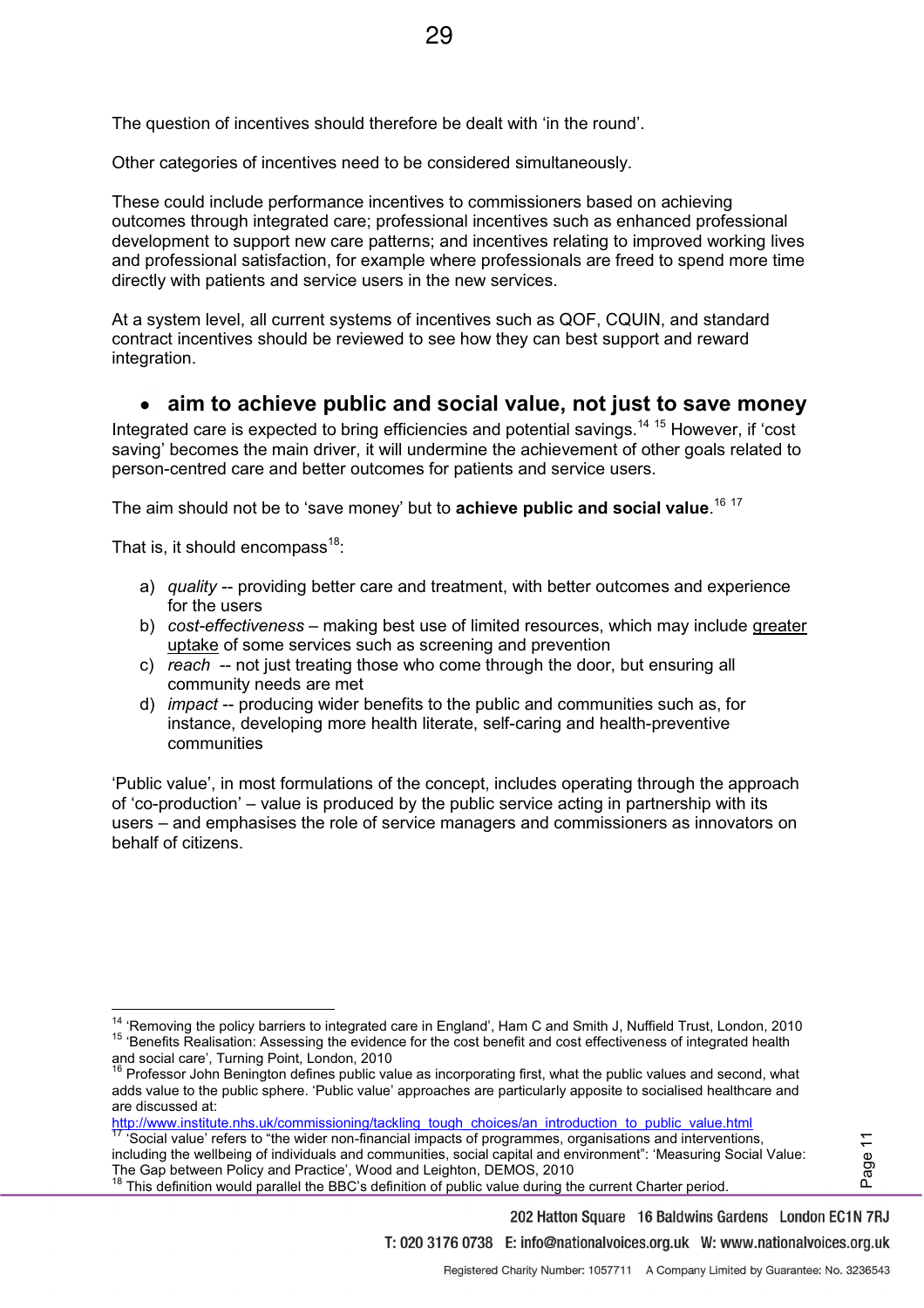The question of incentives should therefore be dealt with 'in the round'.

Other categories of incentives need to be considered simultaneously.

These could include performance incentives to commissioners based on achieving outcomes through integrated care; professional incentives such as enhanced professional development to support new care patterns; and incentives relating to improved working lives and professional satisfaction, for example where professionals are freed to spend more time directly with patients and service users in the new services.

At a system level, all current systems of incentives such as QOF, CQUIN, and standard contract incentives should be reviewed to see how they can best support and reward integration.

- **aim to achieve public and social value, not just to save money**

Integrated care is expected to bring efficiencies and potential savings.[14] [15] However, if 'cost saving' becomes the main driver, it will undermine the achievement of other goals related to person-centred care and better outcomes for patients and service users.

The aim should not be to 'save money' but to **achieve public and social value**.[16] [17]

That is, it should encompass[18]:

a) *quality* -- providing better care and treatment, with better outcomes and experience for the users
b) *cost-effectiveness* – making best use of limited resources, which may include greater uptake of some services such as screening and prevention
c) *reach* -- not just treating those who come through the door, but ensuring all community needs are met
d) *impact* -- producing wider benefits to the public and communities such as, for instance, developing more health literate, self-caring and health-preventive communities

'Public value', in most formulations of the concept, includes operating through the approach of 'co-production' – value is produced by the public service acting in partnership with its users – and emphasises the role of service managers and commissioners as innovators on behalf of citizens.

---

[14] 'Removing the policy barriers to integrated care in England', Ham C and Smith J, Nuffield Trust, London, 2010

[15] 'Benefits Realisation: Assessing the evidence for the cost benefit and cost effectiveness of integrated health and social care', Turning Point, London, 2010

[16] Professor John Benington defines public value as incorporating first, what the public values and second, what adds value to the public sphere. 'Public value' approaches are particularly apposite to socialised healthcare and are discussed at: http://www.institute.nhs.uk/commissioning/tackling_tough_choices/an_introduction_to_public_value.html

[17] 'Social value' refers to "the wider non-financial impacts of programmes, organisations and interventions, including the wellbeing of individuals and communities, social capital and environment": 'Measuring Social Value: The Gap between Policy and Practice', Wood and Leighton, DEMOS, 2010

[18] This definition would parallel the BBC's definition of public value during the current Charter period.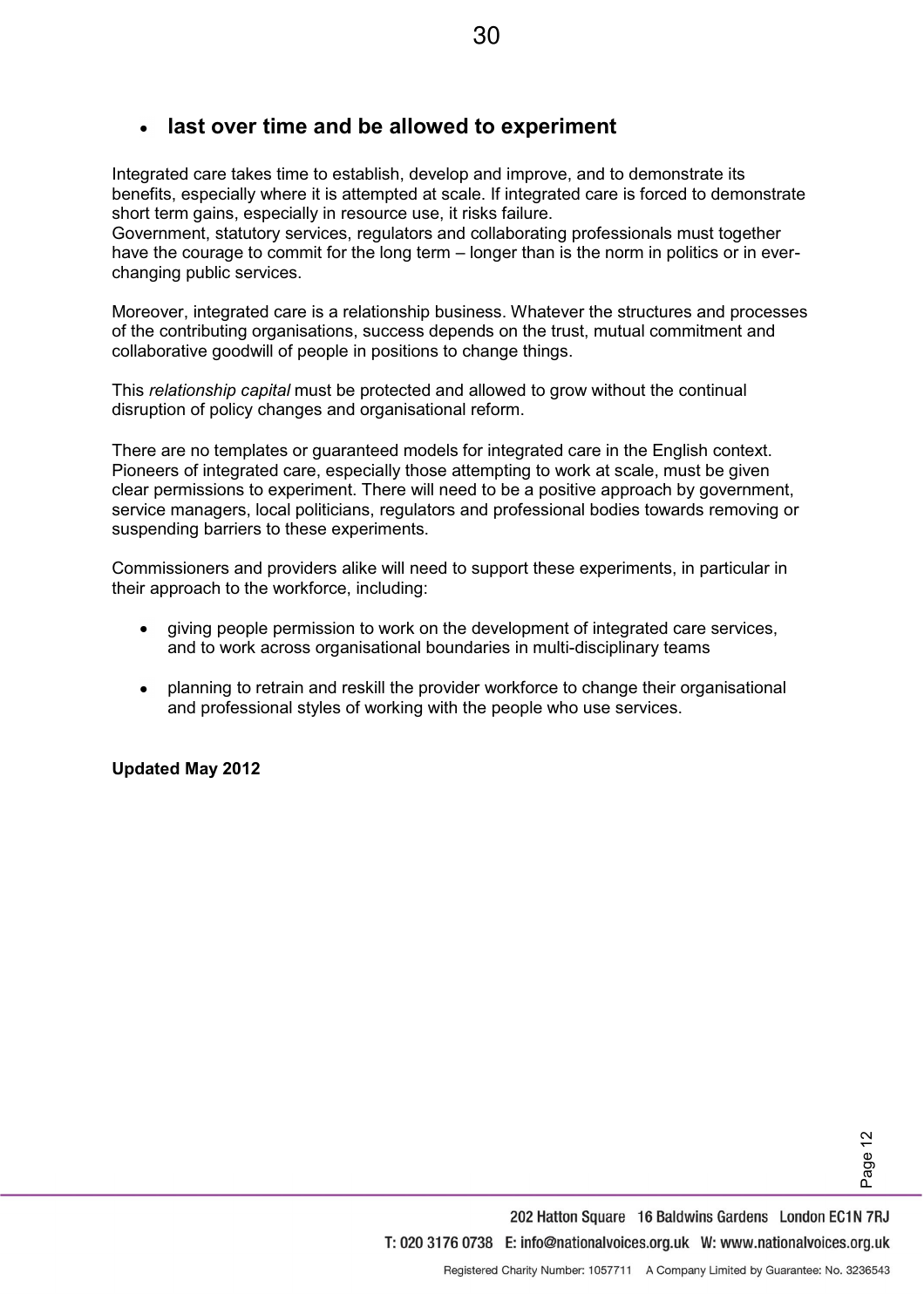- **last over time and be allowed to experiment**

Integrated care takes time to establish, develop and improve, and to demonstrate its benefits, especially where it is attempted at scale. If integrated care is forced to demonstrate short term gains, especially in resource use, it risks failure.
Government, statutory services, regulators and collaborating professionals must together have the courage to commit for the long term – longer than is the norm in politics or in ever-changing public services.

Moreover, integrated care is a relationship business. Whatever the structures and processes of the contributing organisations, success depends on the trust, mutual commitment and collaborative goodwill of people in positions to change things.

This *relationship capital* must be protected and allowed to grow without the continual disruption of policy changes and organisational reform.

There are no templates or guaranteed models for integrated care in the English context. Pioneers of integrated care, especially those attempting to work at scale, must be given clear permissions to experiment. There will need to be a positive approach by government, service managers, local politicians, regulators and professional bodies towards removing or suspending barriers to these experiments.

Commissioners and providers alike will need to support these experiments, in particular in their approach to the workforce, including:

- giving people permission to work on the development of integrated care services, and to work across organisational boundaries in multi-disciplinary teams
- planning to retrain and reskill the provider workforce to change their organisational and professional styles of working with the people who use services.

**Updated May 2012**

202 Hatton Square 16 Baldwins Gardens London EC1N 7RJ
T: 020 3176 0738 E: info@nationalvoices.org.uk W: www.nationalvoices.org.uk

Registered Charity Number: 1057711 A Company Limited by Guarantee: No. 3236543